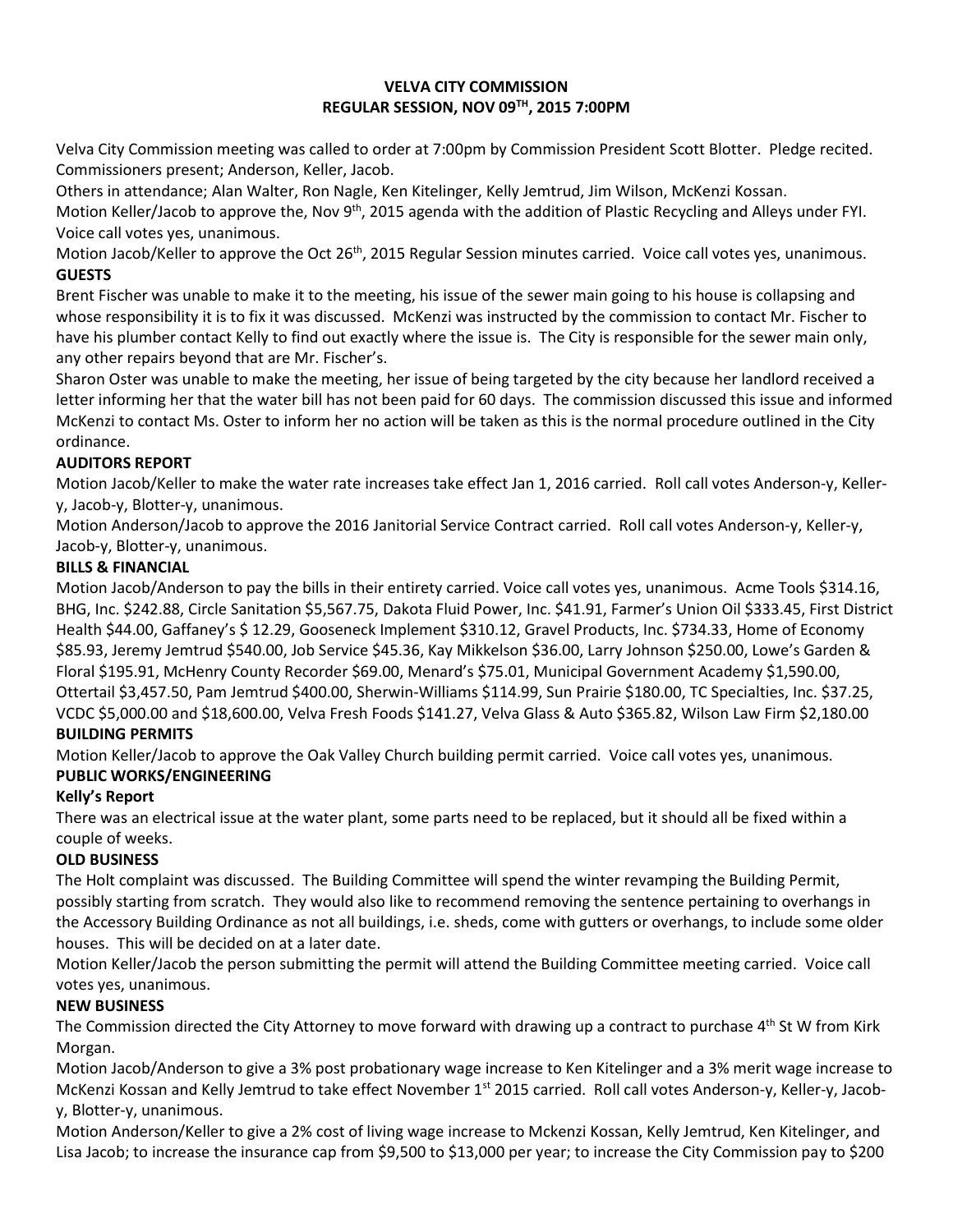**VELVA CITY COMMISSION**
**REGULAR SESSION, NOV 09TH, 2015 7:00PM**

Velva City Commission meeting was called to order at 7:00pm by Commission President Scott Blotter. Pledge recited. Commissioners present; Anderson, Keller, Jacob.

Others in attendance; Alan Walter, Ron Nagle, Ken Kitelinger, Kelly Jemtrud, Jim Wilson, McKenzi Kossan.

Motion Keller/Jacob to approve the, Nov 9th, 2015 agenda with the addition of Plastic Recycling and Alleys under FYI. Voice call votes yes, unanimous.

Motion Jacob/Keller to approve the Oct 26th, 2015 Regular Session minutes carried. Voice call votes yes, unanimous.

**GUESTS**

Brent Fischer was unable to make it to the meeting, his issue of the sewer main going to his house is collapsing and whose responsibility it is to fix it was discussed. McKenzi was instructed by the commission to contact Mr. Fischer to have his plumber contact Kelly to find out exactly where the issue is. The City is responsible for the sewer main only, any other repairs beyond that are Mr. Fischer's.

Sharon Oster was unable to make the meeting, her issue of being targeted by the city because her landlord received a letter informing her that the water bill has not been paid for 60 days. The commission discussed this issue and informed McKenzi to contact Ms. Oster to inform her no action will be taken as this is the normal procedure outlined in the City ordinance.

**AUDITORS REPORT**

Motion Jacob/Keller to make the water rate increases take effect Jan 1, 2016 carried. Roll call votes Anderson-y, Keller-y, Jacob-y, Blotter-y, unanimous.

Motion Anderson/Jacob to approve the 2016 Janitorial Service Contract carried. Roll call votes Anderson-y, Keller-y, Jacob-y, Blotter-y, unanimous.

**BILLS & FINANCIAL**

Motion Jacob/Anderson to pay the bills in their entirety carried. Voice call votes yes, unanimous. Acme Tools $314.16, BHG, Inc. $242.88, Circle Sanitation $5,567.75, Dakota Fluid Power, Inc. $41.91, Farmer's Union Oil $333.45, First District Health $44.00, Gaffaney's $ 12.29, Gooseneck Implement $310.12, Gravel Products, Inc. $734.33, Home of Economy $85.93, Jeremy Jemtrud $540.00, Job Service $45.36, Kay Mikkelson $36.00, Larry Johnson $250.00, Lowe's Garden & Floral $195.91, McHenry County Recorder $69.00, Menard's $75.01, Municipal Government Academy $1,590.00, Ottertail $3,457.50, Pam Jemtrud $400.00, Sherwin-Williams $114.99, Sun Prairie $180.00, TC Specialties, Inc. $37.25, VCDC $5,000.00 and $18,600.00, Velva Fresh Foods $141.27, Velva Glass & Auto $365.82, Wilson Law Firm $2,180.00

**BUILDING PERMITS**

Motion Keller/Jacob to approve the Oak Valley Church building permit carried. Voice call votes yes, unanimous.

**PUBLIC WORKS/ENGINEERING**

**Kelly's Report**

There was an electrical issue at the water plant, some parts need to be replaced, but it should all be fixed within a couple of weeks.

**OLD BUSINESS**

The Holt complaint was discussed. The Building Committee will spend the winter revamping the Building Permit, possibly starting from scratch. They would also like to recommend removing the sentence pertaining to overhangs in the Accessory Building Ordinance as not all buildings, i.e. sheds, come with gutters or overhangs, to include some older houses. This will be decided on at a later date.

Motion Keller/Jacob the person submitting the permit will attend the Building Committee meeting carried. Voice call votes yes, unanimous.

**NEW BUSINESS**

The Commission directed the City Attorney to move forward with drawing up a contract to purchase 4th St W from Kirk Morgan.

Motion Jacob/Anderson to give a 3% post probationary wage increase to Ken Kitelinger and a 3% merit wage increase to McKenzi Kossan and Kelly Jemtrud to take effect November 1st 2015 carried. Roll call votes Anderson-y, Keller-y, Jacob-y, Blotter-y, unanimous.

Motion Anderson/Keller to give a 2% cost of living wage increase to Mckenzi Kossan, Kelly Jemtrud, Ken Kitelinger, and Lisa Jacob; to increase the insurance cap from $9,500 to $13,000 per year; to increase the City Commission pay to $200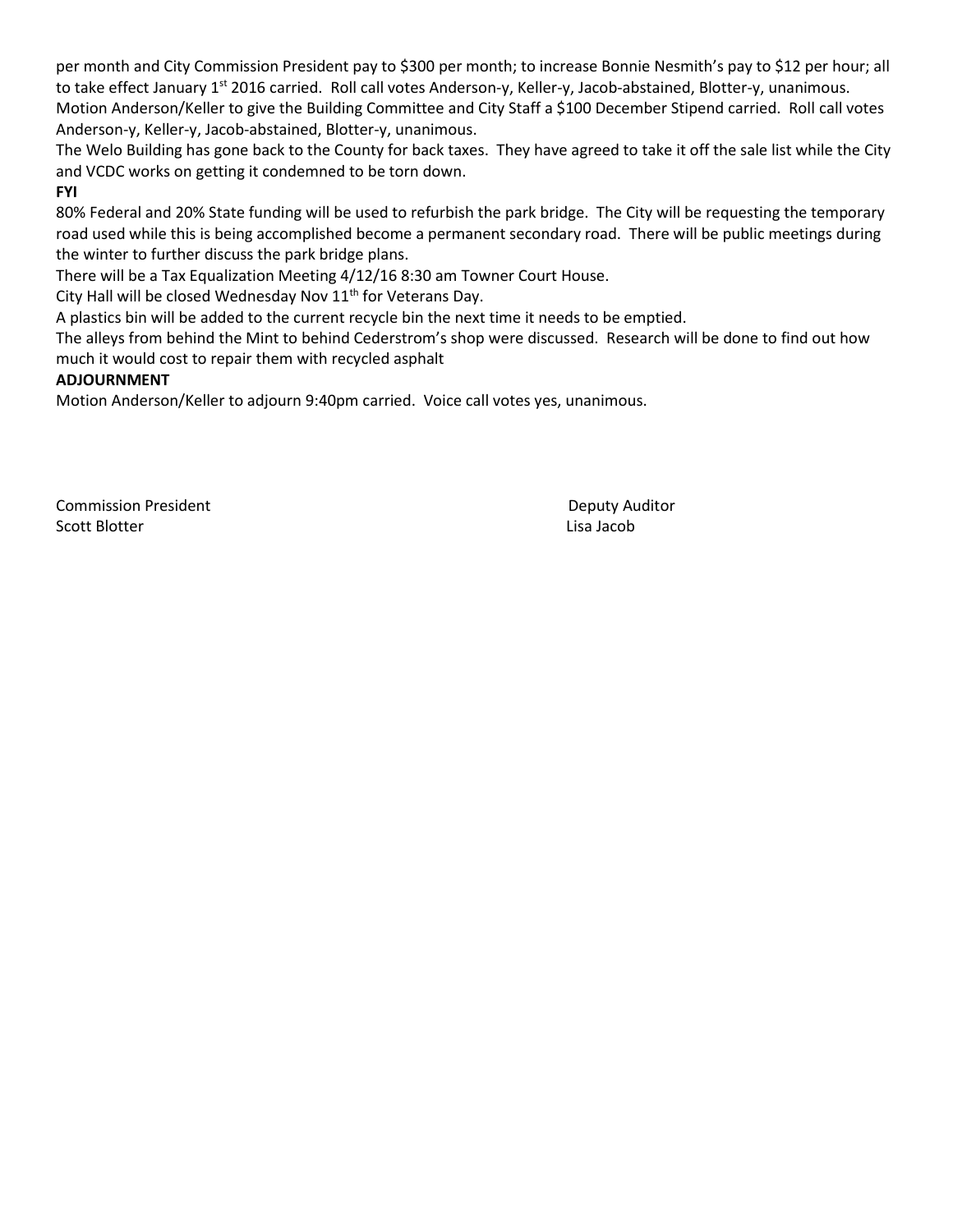per month and City Commission President pay to $300 per month; to increase Bonnie Nesmith's pay to $12 per hour; all to take effect January 1st 2016 carried. Roll call votes Anderson-y, Keller-y, Jacob-abstained, Blotter-y, unanimous.
Motion Anderson/Keller to give the Building Committee and City Staff a $100 December Stipend carried. Roll call votes Anderson-y, Keller-y, Jacob-abstained, Blotter-y, unanimous.
The Welo Building has gone back to the County for back taxes. They have agreed to take it off the sale list while the City and VCDC works on getting it condemned to be torn down.

**FYI**

80% Federal and 20% State funding will be used to refurbish the park bridge. The City will be requesting the temporary road used while this is being accomplished become a permanent secondary road. There will be public meetings during the winter to further discuss the park bridge plans.
There will be a Tax Equalization Meeting 4/12/16 8:30 am Towner Court House.
City Hall will be closed Wednesday Nov 11th for Veterans Day.
A plastics bin will be added to the current recycle bin the next time it needs to be emptied.
The alleys from behind the Mint to behind Cederstrom's shop were discussed. Research will be done to find out how much it would cost to repair them with recycled asphalt

**ADJOURNMENT**

Motion Anderson/Keller to adjourn 9:40pm carried. Voice call votes yes, unanimous.

Commission President
Scott Blotter

Deputy Auditor
Lisa Jacob